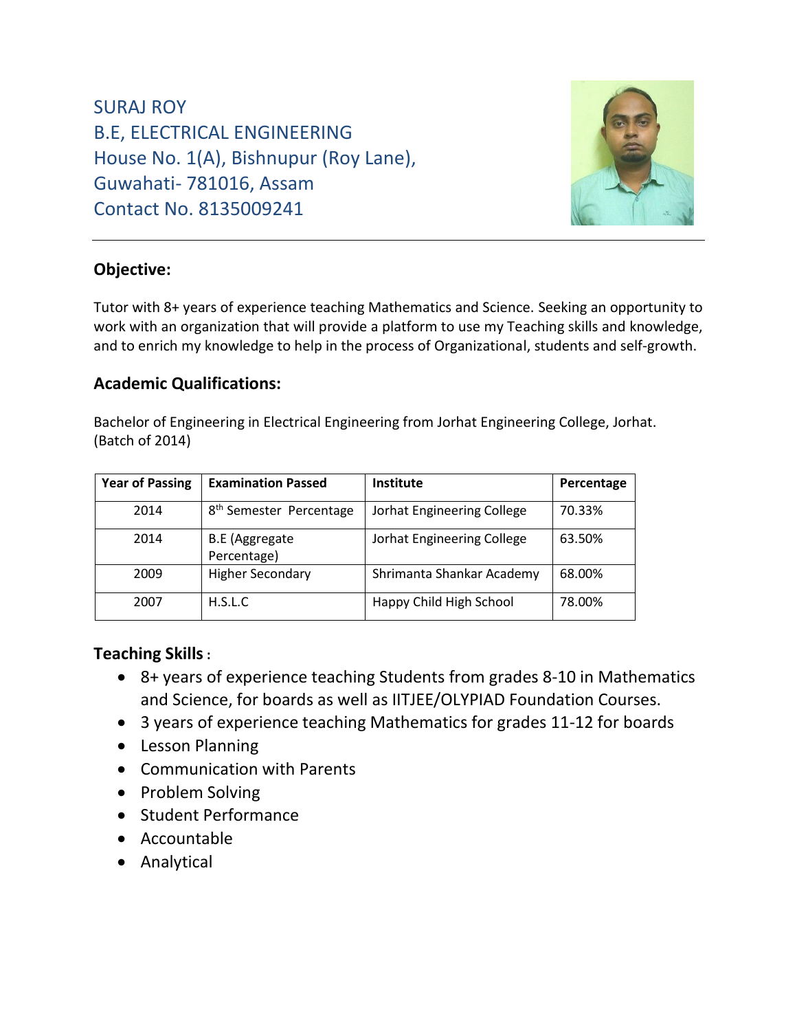SURAJ ROY
B.E, ELECTRICAL ENGINEERING
House No. 1(A), Bishnupur (Roy Lane),
Guwahati- 781016, Assam
Contact No. 8135009241

---

## Objective:

Tutor with 8+ years of experience teaching Mathematics and Science. Seeking an opportunity to work with an organization that will provide a platform to use my Teaching skills and knowledge, and to enrich my knowledge to help in the process of Organizational, students and self-growth.

## Academic Qualifications:

Bachelor of Engineering in Electrical Engineering from Jorhat Engineering College, Jorhat. (Batch of 2014)

| Year of Passing | Examination Passed | Institute | Percentage |
|---|---|---|---|
| 2014 | 8th Semester Percentage | Jorhat Engineering College | 70.33% |
| 2014 | B.E (Aggregate Percentage) | Jorhat Engineering College | 63.50% |
| 2009 | Higher Secondary | Shrimanta Shankar Academy | 68.00% |
| 2007 | H.S.L.C | Happy Child High School | 78.00% |

## Teaching Skills :

- 8+ years of experience teaching Students from grades 8-10 in Mathematics and Science, for boards as well as IITJEE/OLYPIAD Foundation Courses.
- 3 years of experience teaching Mathematics for grades 11-12 for boards
- Lesson Planning
- Communication with Parents
- Problem Solving
- Student Performance
- Accountable
- Analytical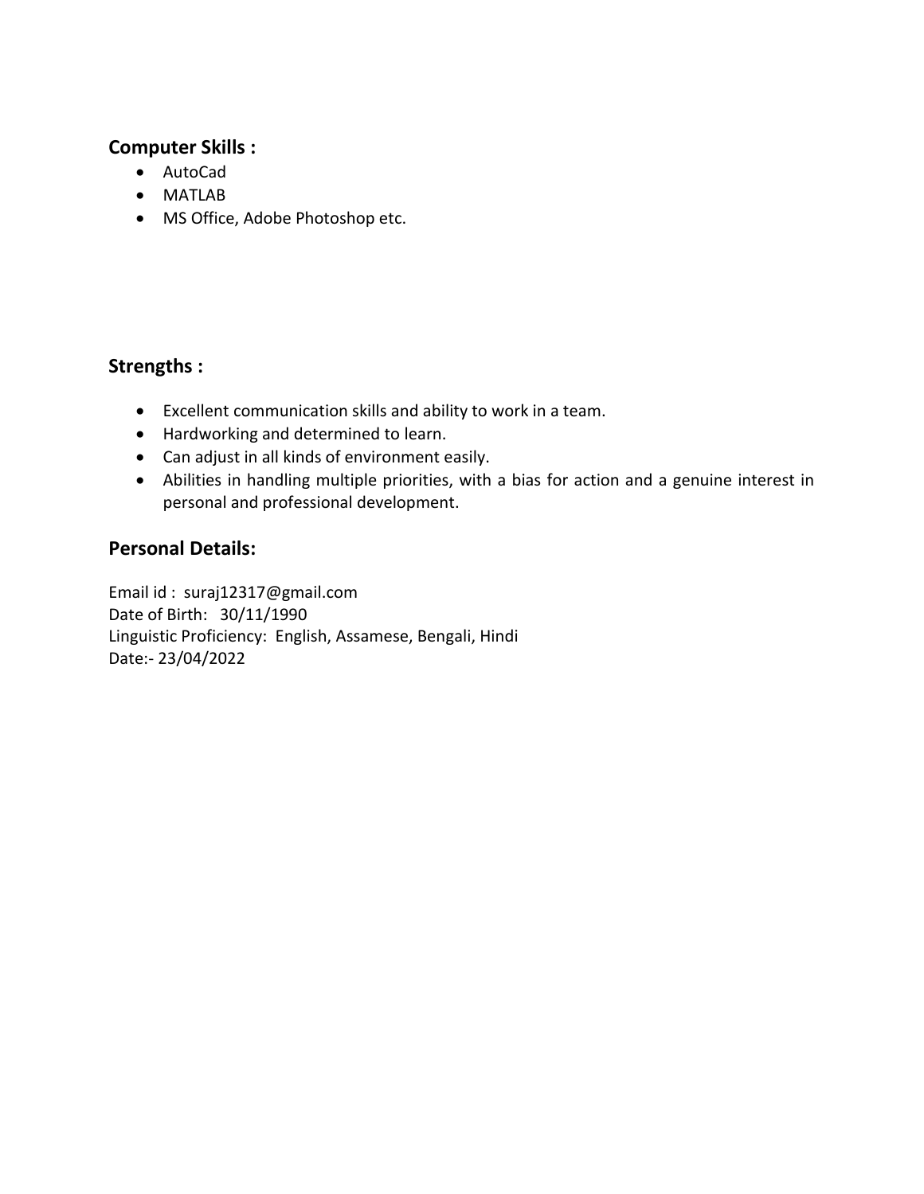## Computer Skills :

- AutoCad
- MATLAB
- MS Office, Adobe Photoshop etc.

## Strengths :

- Excellent communication skills and ability to work in a team.
- Hardworking and determined to learn.
- Can adjust in all kinds of environment easily.
- Abilities in handling multiple priorities, with a bias for action and a genuine interest in personal and professional development.

## Personal Details:

Email id : suraj12317@gmail.com
Date of Birth: 30/11/1990
Linguistic Proficiency: English, Assamese, Bengali, Hindi
Date:- 23/04/2022